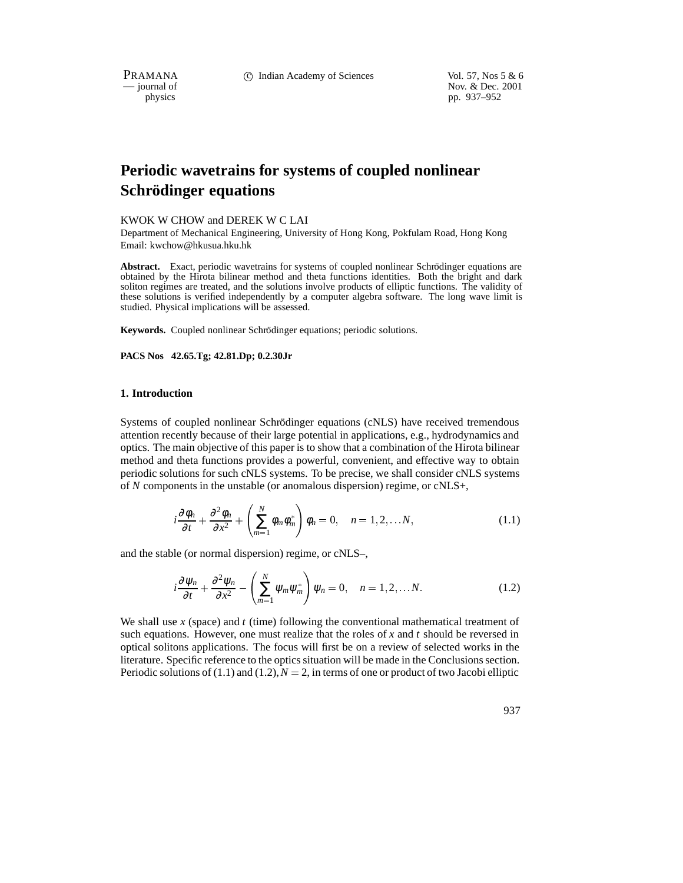# Periodic wavetrains for systems of coupled nonlinear Schrödinger equations

KWOK W CHOW and DEREK W C LAI

Department of Mechanical Engineering, University of Hong Kong, Pokfulam Road, Hong Kong
Email: kwchow@hkusua.hku.hk

**Abstract.** Exact, periodic wavetrains for systems of coupled nonlinear Schrödinger equations are obtained by the Hirota bilinear method and theta functions identities. Both the bright and dark soliton regimes are treated, and the solutions involve products of elliptic functions. The validity of these solutions is verified independently by a computer algebra software. The long wave limit is studied. Physical implications will be assessed.

**Keywords.** Coupled nonlinear Schrödinger equations; periodic solutions.

**PACS Nos 42.65.Tg; 42.81.Dp; 0.2.30Jr**

## 1. Introduction

Systems of coupled nonlinear Schrödinger equations (cNLS) have received tremendous attention recently because of their large potential in applications, e.g., hydrodynamics and optics. The main objective of this paper is to show that a combination of the Hirota bilinear method and theta functions provides a powerful, convenient, and effective way to obtain periodic solutions for such cNLS systems. To be precise, we shall consider cNLS systems of $N$ components in the unstable (or anomalous dispersion) regime, or cNLS+,

$$i\frac{\partial \phi_n}{\partial t} + \frac{\partial^2 \phi_n}{\partial x^2} + \left( \sum_{m=1}^{N} \phi_m \phi_m^* \right) \phi_n = 0, \quad n = 1, 2, \ldots N, \tag{1.1}$$

and the stable (or normal dispersion) regime, or cNLS–,

$$i\frac{\partial \psi_n}{\partial t} + \frac{\partial^2 \psi_n}{\partial x^2} - \left( \sum_{m=1}^{N} \psi_m \psi_m^* \right) \psi_n = 0, \quad n = 1, 2, \ldots N. \tag{1.2}$$

We shall use $x$ (space) and $t$ (time) following the conventional mathematical treatment of such equations. However, one must realize that the roles of $x$ and $t$ should be reversed in optical solitons applications. The focus will first be on a review of selected works in the literature. Specific reference to the optics situation will be made in the Conclusions section. Periodic solutions of (1.1) and (1.2), $N = 2$, in terms of one or product of two Jacobi elliptic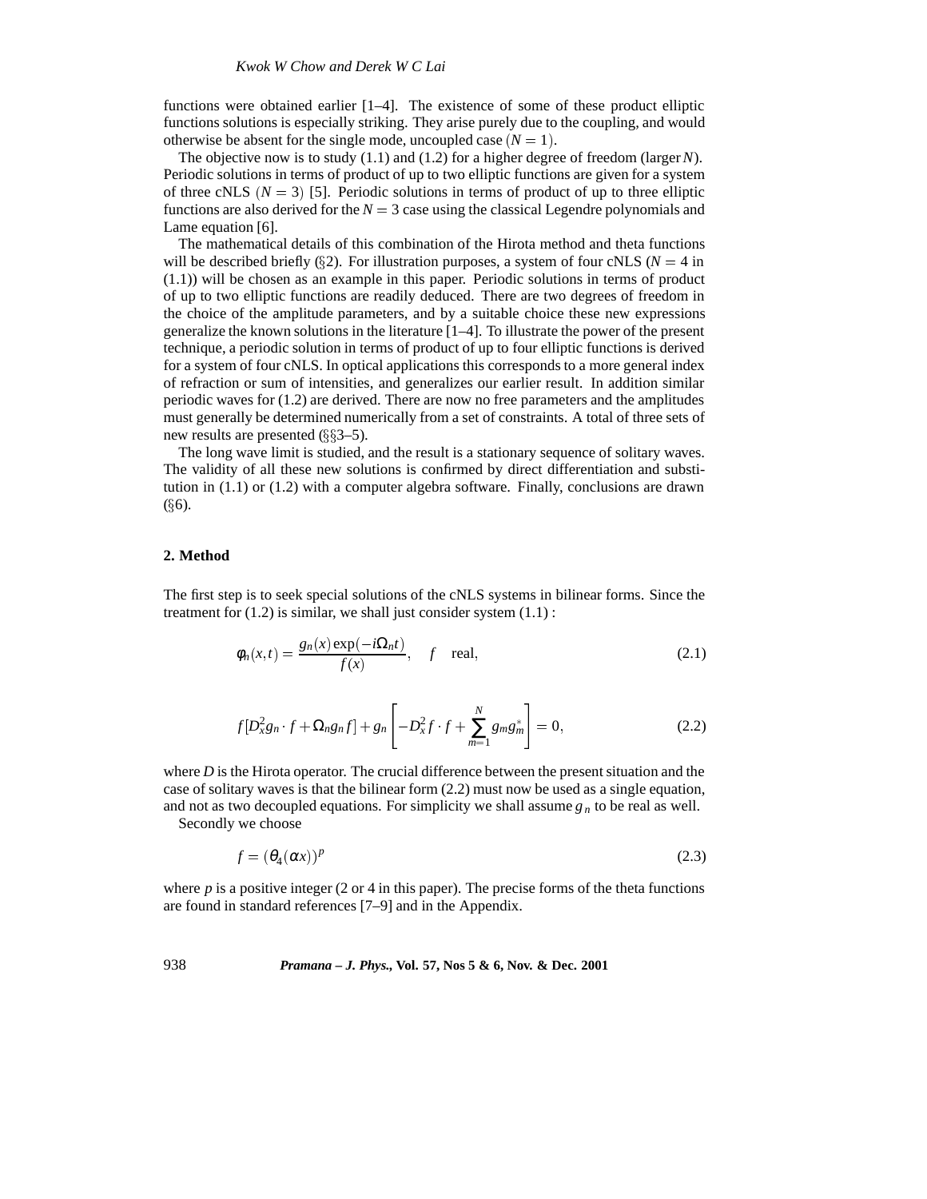functions were obtained earlier [1–4]. The existence of some of these product elliptic functions solutions is especially striking. They arise purely due to the coupling, and would otherwise be absent for the single mode, uncoupled case $(N = 1)$.

The objective now is to study (1.1) and (1.2) for a higher degree of freedom (larger $N$). Periodic solutions in terms of product of up to two elliptic functions are given for a system of three cNLS $(N = 3)$ [5]. Periodic solutions in terms of product of up to three elliptic functions are also derived for the $N = 3$ case using the classical Legendre polynomials and Lame equation [6].

The mathematical details of this combination of the Hirota method and theta functions will be described briefly (§2). For illustration purposes, a system of four cNLS ($N = 4$ in (1.1)) will be chosen as an example in this paper. Periodic solutions in terms of product of up to two elliptic functions are readily deduced. There are two degrees of freedom in the choice of the amplitude parameters, and by a suitable choice these new expressions generalize the known solutions in the literature [1–4]. To illustrate the power of the present technique, a periodic solution in terms of product of up to four elliptic functions is derived for a system of four cNLS. In optical applications this corresponds to a more general index of refraction or sum of intensities, and generalizes our earlier result. In addition similar periodic waves for (1.2) are derived. There are now no free parameters and the amplitudes must generally be determined numerically from a set of constraints. A total of three sets of new results are presented (§§3–5).

The long wave limit is studied, and the result is a stationary sequence of solitary waves. The validity of all these new solutions is confirmed by direct differentiation and substitution in (1.1) or (1.2) with a computer algebra software. Finally, conclusions are drawn (§6).

## 2. Method

The first step is to seek special solutions of the cNLS systems in bilinear forms. Since the treatment for (1.2) is similar, we shall just consider system (1.1) :

$$\phi_n(x,t) = \frac{g_n(x)\exp(-i\Omega_n t)}{f(x)}, \quad f \quad \text{real}, \tag{2.1}$$

$$f[D_x^2 g_n \cdot f + \Omega_n g_n f] + g_n\left[-D_x^2 f \cdot f + \sum_{m=1}^{N} g_m g_m^*\right] = 0, \tag{2.2}$$

where $D$ is the Hirota operator. The crucial difference between the present situation and the case of solitary waves is that the bilinear form (2.2) must now be used as a single equation, and not as two decoupled equations. For simplicity we shall assume $g_n$ to be real as well.

Secondly we choose

$$f = (\theta_4(\alpha x))^p \tag{2.3}$$

where $p$ is a positive integer (2 or 4 in this paper). The precise forms of the theta functions are found in standard references [7–9] and in the Appendix.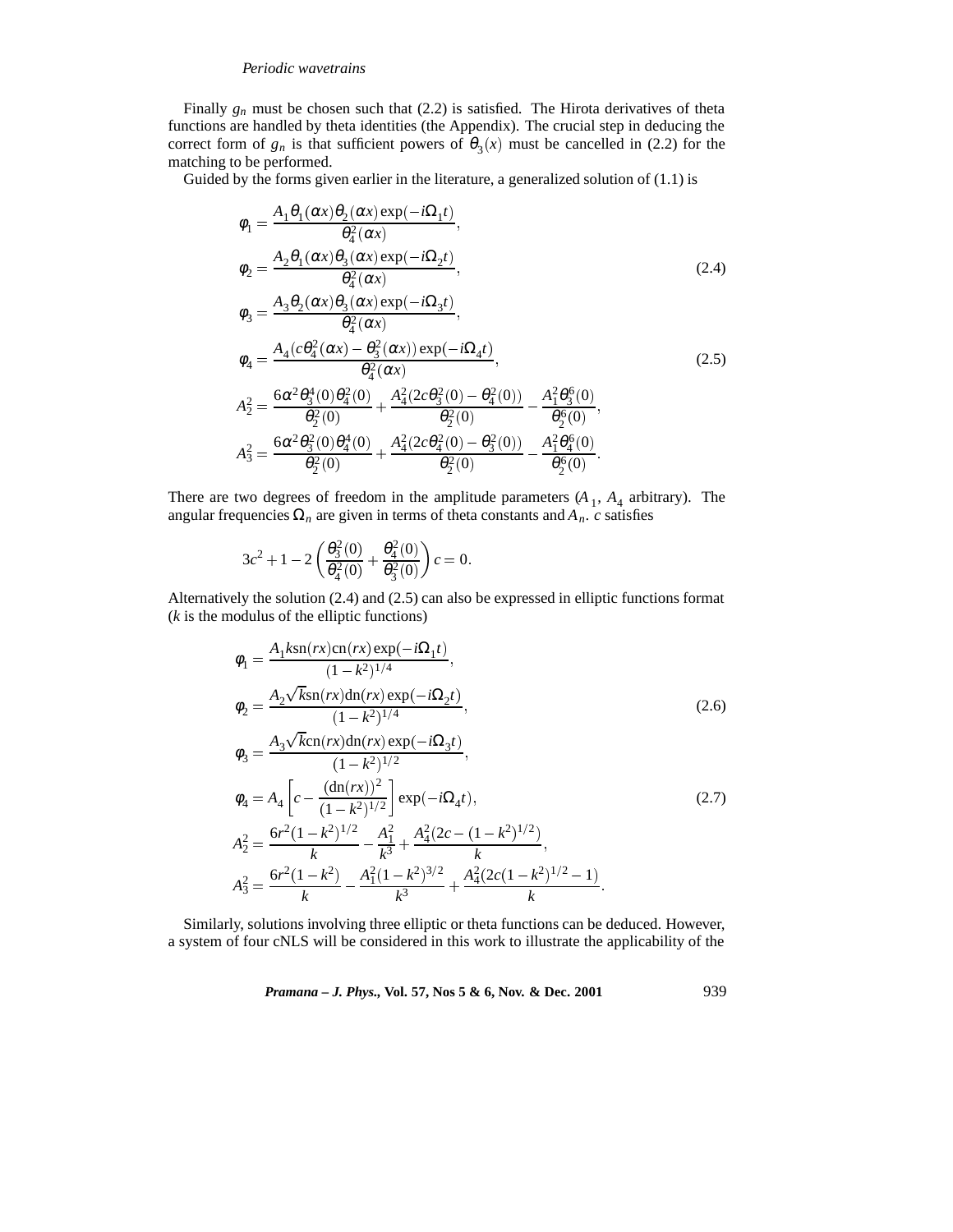Finally $g_n$ must be chosen such that (2.2) is satisfied. The Hirota derivatives of theta functions are handled by theta identities (the Appendix). The crucial step in deducing the correct form of $g_n$ is that sufficient powers of $\theta_3(x)$ must be cancelled in (2.2) for the matching to be performed.

Guided by the forms given earlier in the literature, a generalized solution of (1.1) is

$$
\begin{aligned}
\phi_1 &= \frac{A_1\theta_1(\alpha x)\theta_2(\alpha x)\exp(-i\Omega_1 t)}{\theta_4^2(\alpha x)}, \\
\phi_2 &= \frac{A_2\theta_1(\alpha x)\theta_3(\alpha x)\exp(-i\Omega_2 t)}{\theta_4^2(\alpha x)}, \qquad\qquad (2.4) \\
\phi_3 &= \frac{A_3\theta_2(\alpha x)\theta_3(\alpha x)\exp(-i\Omega_3 t)}{\theta_4^2(\alpha x)},
\end{aligned}
$$

$$
\begin{aligned}
\phi_4 &= \frac{A_4(c\theta_4^2(\alpha x) - \theta_3^2(\alpha x))\exp(-i\Omega_4 t)}{\theta_4^2(\alpha x)}, \qquad\qquad (2.5) \\
A_2^2 &= \frac{6\alpha^2\theta_3^4(0)\theta_4^2(0)}{\theta_2^2(0)} + \frac{A_4^2(2c\theta_3^2(0) - \theta_4^2(0))}{\theta_2^2(0)} - \frac{A_1^2\theta_3^6(0)}{\theta_2^6(0)}, \\
A_3^2 &= \frac{6\alpha^2\theta_3^2(0)\theta_4^4(0)}{\theta_2^2(0)} + \frac{A_4^2(2c\theta_4^2(0) - \theta_3^2(0))}{\theta_2^2(0)} - \frac{A_1^2\theta_4^6(0)}{\theta_2^6(0)}.
\end{aligned}
$$

There are two degrees of freedom in the amplitude parameters ($A_1$, $A_4$ arbitrary). The angular frequencies $\Omega_n$ are given in terms of theta constants and $A_n$. $c$ satisfies

$$
3c^2 + 1 - 2\left(\frac{\theta_3^2(0)}{\theta_4^2(0)} + \frac{\theta_4^2(0)}{\theta_3^2(0)}\right)c = 0.
$$

Alternatively the solution (2.4) and (2.5) can also be expressed in elliptic functions format ($k$ is the modulus of the elliptic functions)

$$
\begin{aligned}
\phi_1 &= \frac{A_1 k\,\mathrm{sn}(rx)\mathrm{cn}(rx)\exp(-i\Omega_1 t)}{(1-k^2)^{1/4}}, \\
\phi_2 &= \frac{A_2\sqrt{k}\,\mathrm{sn}(rx)\mathrm{dn}(rx)\exp(-i\Omega_2 t)}{(1-k^2)^{1/4}}, \qquad\qquad (2.6) \\
\phi_3 &= \frac{A_3\sqrt{k}\,\mathrm{cn}(rx)\mathrm{dn}(rx)\exp(-i\Omega_3 t)}{(1-k^2)^{1/2}},
\end{aligned}
$$

$$
\begin{aligned}
\phi_4 &= A_4\left[c - \frac{(\mathrm{dn}(rx))^2}{(1-k^2)^{1/2}}\right]\exp(-i\Omega_4 t), \qquad\qquad (2.7) \\
A_2^2 &= \frac{6r^2(1-k^2)^{1/2}}{k} - \frac{A_1^2}{k^3} + \frac{A_4^2(2c - (1-k^2)^{1/2})}{k}, \\
A_3^2 &= \frac{6r^2(1-k^2)}{k} - \frac{A_1^2(1-k^2)^{3/2}}{k^3} + \frac{A_4^2(2c(1-k^2)^{1/2} - 1)}{k}.
\end{aligned}
$$

Similarly, solutions involving three elliptic or theta functions can be deduced. However, a system of four cNLS will be considered in this work to illustrate the applicability of the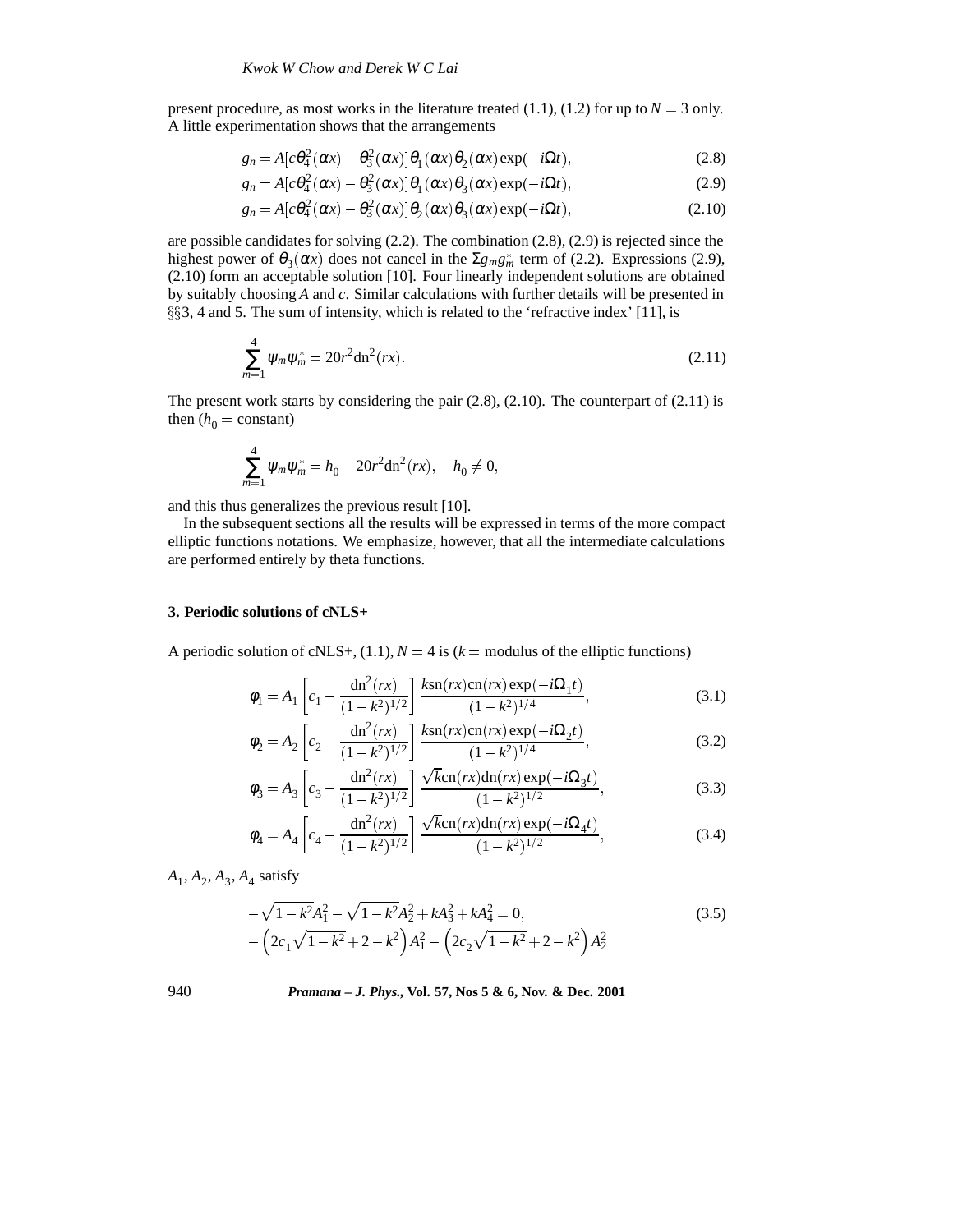present procedure, as most works in the literature treated (1.1), (1.2) for up to $N = 3$ only. A little experimentation shows that the arrangements

$$g_n = A[c\theta_4^2(\alpha x) - \theta_3^2(\alpha x)]\theta_1(\alpha x)\theta_2(\alpha x)\exp(-i\Omega t), \tag{2.8}$$

$$g_n = A[c\theta_4^2(\alpha x) - \theta_3^2(\alpha x)]\theta_1(\alpha x)\theta_3(\alpha x)\exp(-i\Omega t), \tag{2.9}$$

$$g_n = A[c\theta_4^2(\alpha x) - \theta_3^2(\alpha x)]\theta_2(\alpha x)\theta_3(\alpha x)\exp(-i\Omega t), \tag{2.10}$$

are possible candidates for solving (2.2). The combination (2.8), (2.9) is rejected since the highest power of $\theta_3(\alpha x)$ does not cancel in the $\Sigma g_m g_m^*$ term of (2.2). Expressions (2.9), (2.10) form an acceptable solution [10]. Four linearly independent solutions are obtained by suitably choosing $A$ and $c$. Similar calculations with further details will be presented in §§3, 4 and 5. The sum of intensity, which is related to the 'refractive index' [11], is

$$\sum_{m=1}^{4} \psi_m \psi_m^* = 20r^2 \mathrm{dn}^2(rx). \tag{2.11}$$

The present work starts by considering the pair (2.8), (2.10). The counterpart of (2.11) is then ($h_0 =$ constant)

$$\sum_{m=1}^{4} \psi_m \psi_m^* = h_0 + 20r^2 \mathrm{dn}^2(rx), \quad h_0 \neq 0,$$

and this thus generalizes the previous result [10].

In the subsequent sections all the results will be expressed in terms of the more compact elliptic functions notations. We emphasize, however, that all the intermediate calculations are performed entirely by theta functions.

### 3. Periodic solutions of cNLS+

A periodic solution of cNLS+, (1.1), $N = 4$ is ($k =$ modulus of the elliptic functions)

$$\phi_1 = A_1\left[c_1 - \frac{\mathrm{dn}^2(rx)}{(1-k^2)^{1/2}}\right]\frac{k\,\mathrm{sn}(rx)\mathrm{cn}(rx)\exp(-i\Omega_1 t)}{(1-k^2)^{1/4}}, \tag{3.1}$$

$$\phi_2 = A_2\left[c_2 - \frac{\mathrm{dn}^2(rx)}{(1-k^2)^{1/2}}\right]\frac{k\,\mathrm{sn}(rx)\mathrm{cn}(rx)\exp(-i\Omega_2 t)}{(1-k^2)^{1/4}}, \tag{3.2}$$

$$\phi_3 = A_3\left[c_3 - \frac{\mathrm{dn}^2(rx)}{(1-k^2)^{1/2}}\right]\frac{\sqrt{k}\,\mathrm{cn}(rx)\mathrm{dn}(rx)\exp(-i\Omega_3 t)}{(1-k^2)^{1/2}}, \tag{3.3}$$

$$\phi_4 = A_4\left[c_4 - \frac{\mathrm{dn}^2(rx)}{(1-k^2)^{1/2}}\right]\frac{\sqrt{k}\,\mathrm{cn}(rx)\mathrm{dn}(rx)\exp(-i\Omega_4 t)}{(1-k^2)^{1/2}}, \tag{3.4}$$

$A_1, A_2, A_3, A_4$ satisfy

$$-\sqrt{1-k^2}A_1^2 - \sqrt{1-k^2}A_2^2 + kA_3^2 + kA_4^2 = 0, \tag{3.5}$$

$$-\left(2c_1\sqrt{1-k^2} + 2 - k^2\right)A_1^2 - \left(2c_2\sqrt{1-k^2} + 2 - k^2\right)A_2^2$$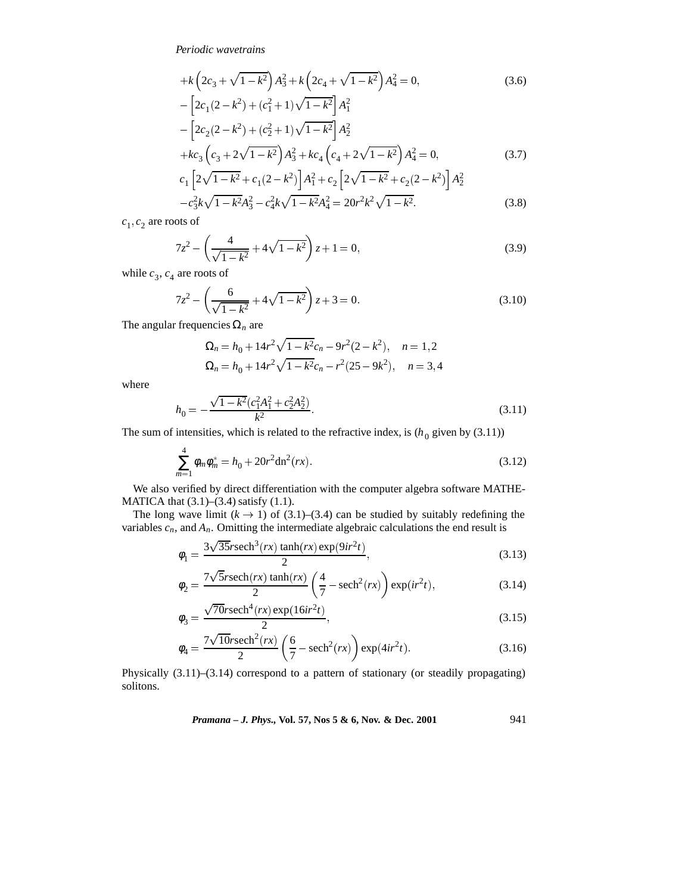$$+k\left(2c_3+\sqrt{1-k^2}\right)A_3^2+k\left(2c_4+\sqrt{1-k^2}\right)A_4^2=0, \tag{3.6}$$

$$-\left[2c_1(2-k^2)+(c_1^2+1)\sqrt{1-k^2}\right]A_1^2$$
$$-\left[2c_2(2-k^2)+(c_2^2+1)\sqrt{1-k^2}\right]A_2^2$$
$$+kc_3\left(c_3+2\sqrt{1-k^2}\right)A_3^2+kc_4\left(c_4+2\sqrt{1-k^2}\right)A_4^2=0, \tag{3.7}$$

$$c_1\left[2\sqrt{1-k^2}+c_1(2-k^2)\right]A_1^2+c_2\left[2\sqrt{1-k^2}+c_2(2-k^2)\right]A_2^2$$
$$-c_3^2k\sqrt{1-k^2}A_3^2-c_4^2k\sqrt{1-k^2}A_4^2=20r^2k^2\sqrt{1-k^2}. \tag{3.8}$$

$c_1, c_2$ are roots of

$$7z^2-\left(\frac{4}{\sqrt{1-k^2}}+4\sqrt{1-k^2}\right)z+1=0, \tag{3.9}$$

while $c_3$, $c_4$ are roots of

$$7z^2-\left(\frac{6}{\sqrt{1-k^2}}+4\sqrt{1-k^2}\right)z+3=0. \tag{3.10}$$

The angular frequencies $\Omega_n$ are

$$\Omega_n=h_0+14r^2\sqrt{1-k^2}c_n-9r^2(2-k^2), \quad n=1,2$$
$$\Omega_n=h_0+14r^2\sqrt{1-k^2}c_n-r^2(25-9k^2), \quad n=3,4$$

where

$$h_0=-\frac{\sqrt{1-k^2}(c_1^2A_1^2+c_2^2A_2^2)}{k^2}. \tag{3.11}$$

The sum of intensities, which is related to the refractive index, is ($h_0$ given by (3.11))

$$\sum_{m=1}^{4}\phi_m\phi_m^*=h_0+20r^2\mathrm{dn}^2(rx). \tag{3.12}$$

We also verified by direct differentiation with the computer algebra software MATHEMATICA that (3.1)–(3.4) satisfy (1.1).

The long wave limit ($k\to 1$) of (3.1)–(3.4) can be studied by suitably redefining the variables $c_n$, and $A_n$. Omitting the intermediate algebraic calculations the end result is

$$\phi_1=\frac{3\sqrt{35}r\,\mathrm{sech}^3(rx)\tanh(rx)\exp(9ir^2t)}{2}, \tag{3.13}$$

$$\phi_2=\frac{7\sqrt{5}r\,\mathrm{sech}(rx)\tanh(rx)}{2}\left(\frac{4}{7}-\mathrm{sech}^2(rx)\right)\exp(ir^2t), \tag{3.14}$$

$$\phi_3=\frac{\sqrt{70}r\,\mathrm{sech}^4(rx)\exp(16ir^2t)}{2}, \tag{3.15}$$

$$\phi_4=\frac{7\sqrt{10}r\,\mathrm{sech}^2(rx)}{2}\left(\frac{6}{7}-\mathrm{sech}^2(rx)\right)\exp(4ir^2t). \tag{3.16}$$

Physically (3.11)–(3.14) correspond to a pattern of stationary (or steadily propagating) solitons.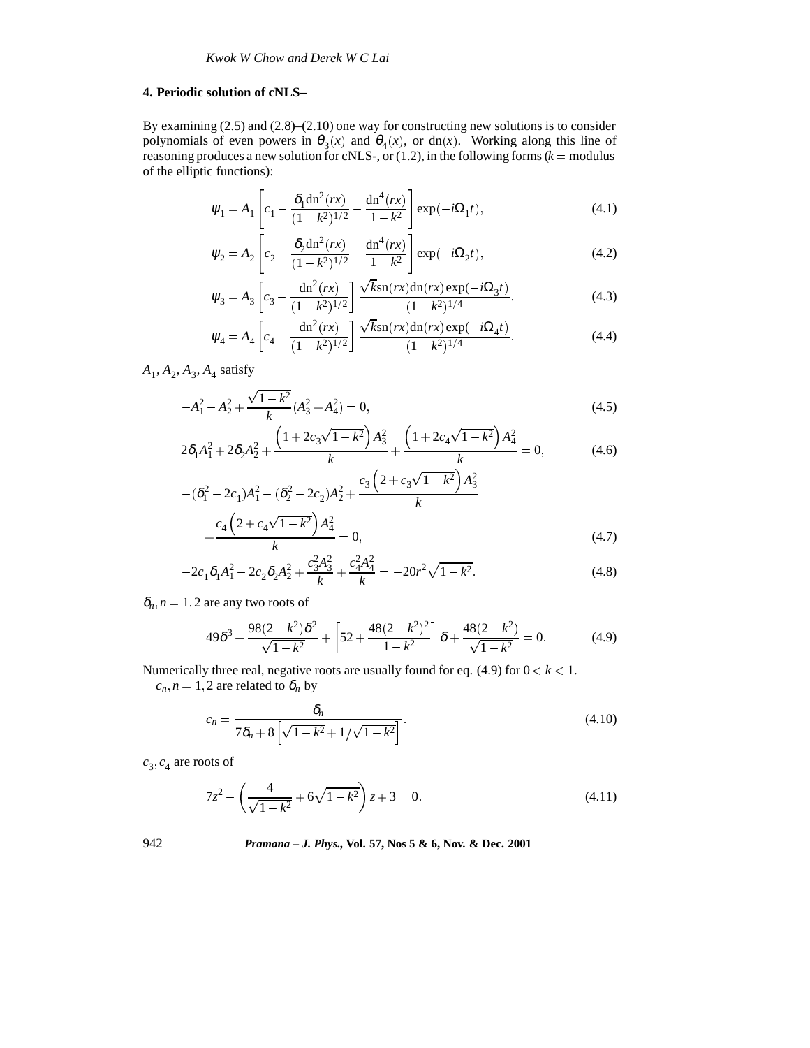## 4. Periodic solution of cNLS–

By examining (2.5) and (2.8)–(2.10) one way for constructing new solutions is to consider polynomials of even powers in $\theta_3(x)$ and $\theta_4(x)$, or $\mathrm{dn}(x)$. Working along this line of reasoning produces a new solution for cNLS-, or (1.2), in the following forms ($k =$ modulus of the elliptic functions):

$$\psi_1 = A_1\left[c_1 - \frac{\delta_1 \mathrm{dn}^2(rx)}{(1-k^2)^{1/2}} - \frac{\mathrm{dn}^4(rx)}{1-k^2}\right]\exp(-i\Omega_1 t), \tag{4.1}$$

$$\psi_2 = A_2\left[c_2 - \frac{\delta_2 \mathrm{dn}^2(rx)}{(1-k^2)^{1/2}} - \frac{\mathrm{dn}^4(rx)}{1-k^2}\right]\exp(-i\Omega_2 t), \tag{4.2}$$

$$\psi_3 = A_3\left[c_3 - \frac{\mathrm{dn}^2(rx)}{(1-k^2)^{1/2}}\right]\frac{\sqrt{k}\,\mathrm{sn}(rx)\mathrm{dn}(rx)\exp(-i\Omega_3 t)}{(1-k^2)^{1/4}}, \tag{4.3}$$

$$\psi_4 = A_4\left[c_4 - \frac{\mathrm{dn}^2(rx)}{(1-k^2)^{1/2}}\right]\frac{\sqrt{k}\,\mathrm{sn}(rx)\mathrm{dn}(rx)\exp(-i\Omega_4 t)}{(1-k^2)^{1/4}}. \tag{4.4}$$

$A_1, A_2, A_3, A_4$ satisfy

$$-A_1^2 - A_2^2 + \frac{\sqrt{1-k^2}}{k}(A_3^2 + A_4^2) = 0, \tag{4.5}$$

$$2\delta_1 A_1^2 + 2\delta_2 A_2^2 + \frac{\left(1+2c_3\sqrt{1-k^2}\right)A_3^2}{k} + \frac{\left(1+2c_4\sqrt{1-k^2}\right)A_4^2}{k} = 0, \tag{4.6}$$

$$-(\delta_1^2 - 2c_1)A_1^2 - (\delta_2^2 - 2c_2)A_2^2 + \frac{c_3\left(2+c_3\sqrt{1-k^2}\right)A_3^2}{k} + \frac{c_4\left(2+c_4\sqrt{1-k^2}\right)A_4^2}{k} = 0, \tag{4.7}$$

$$-2c_1\delta_1 A_1^2 - 2c_2\delta_2 A_2^2 + \frac{c_3^2 A_3^2}{k} + \frac{c_4^2 A_4^2}{k} = -20r^2\sqrt{1-k^2}. \tag{4.8}$$

$\delta_n, n = 1, 2$ are any two roots of

$$49\delta^3 + \frac{98(2-k^2)\delta^2}{\sqrt{1-k^2}} + \left[52 + \frac{48(2-k^2)^2}{1-k^2}\right]\delta + \frac{48(2-k^2)}{\sqrt{1-k^2}} = 0. \tag{4.9}$$

Numerically three real, negative roots are usually found for eq. (4.9) for $0 < k < 1$.

$c_n, n = 1, 2$ are related to $\delta_n$ by

$$c_n = \frac{\delta_n}{7\delta_n + 8\left[\sqrt{1-k^2} + 1/\sqrt{1-k^2}\right]}. \tag{4.10}$$

$c_3, c_4$ are roots of

$$7z^2 - \left(\frac{4}{\sqrt{1-k^2}} + 6\sqrt{1-k^2}\right)z + 3 = 0. \tag{4.11}$$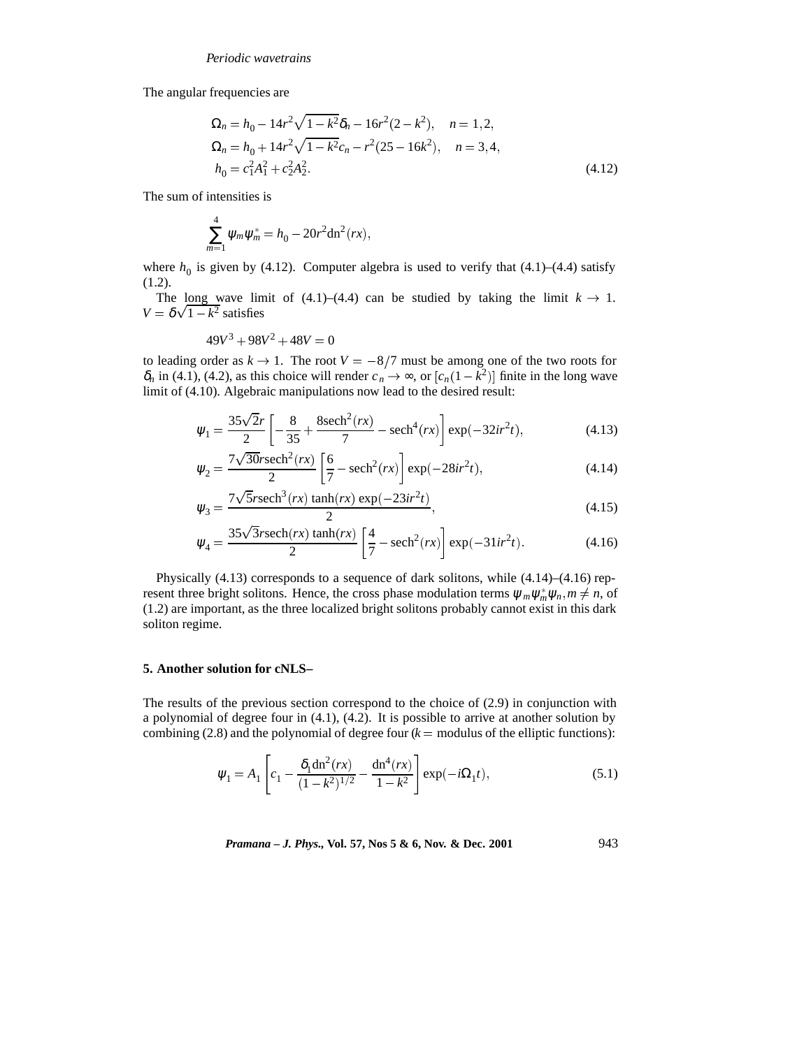The angular frequencies are

$$\Omega_n = h_0 - 14r^2\sqrt{1-k^2}\delta_n - 16r^2(2-k^2), \quad n = 1,2,$$
$$\Omega_n = h_0 + 14r^2\sqrt{1-k^2}c_n - r^2(25-16k^2), \quad n = 3,4,$$
$$h_0 = c_1^2A_1^2 + c_2^2A_2^2. \tag{4.12}$$

The sum of intensities is

$$\sum_{m=1}^{4} \psi_m\psi_m^* = h_0 - 20r^2\mathrm{dn}^2(rx),$$

where $h_0$ is given by (4.12). Computer algebra is used to verify that (4.1)–(4.4) satisfy (1.2).

The long wave limit of (4.1)–(4.4) can be studied by taking the limit $k \to 1$. $V = \delta\sqrt{1-k^2}$ satisfies

$$49V^3 + 98V^2 + 48V = 0$$

to leading order as $k \to 1$. The root $V = -8/7$ must be among one of the two roots for $\delta_n$ in (4.1), (4.2), as this choice will render $c_n \to \infty$, or $[c_n(1-k^2)]$ finite in the long wave limit of (4.10). Algebraic manipulations now lead to the desired result:

$$\psi_1 = \frac{35\sqrt{2}r}{2}\left[-\frac{8}{35} + \frac{8\mathrm{sech}^2(rx)}{7} - \mathrm{sech}^4(rx)\right]\exp(-32ir^2t), \tag{4.13}$$

$$\psi_2 = \frac{7\sqrt{30}r\mathrm{sech}^2(rx)}{2}\left[\frac{6}{7} - \mathrm{sech}^2(rx)\right]\exp(-28ir^2t), \tag{4.14}$$

$$\psi_3 = \frac{7\sqrt{5}r\mathrm{sech}^3(rx)\tanh(rx)\exp(-23ir^2t)}{2}, \tag{4.15}$$

$$\psi_4 = \frac{35\sqrt{3}r\mathrm{sech}(rx)\tanh(rx)}{2}\left[\frac{4}{7} - \mathrm{sech}^2(rx)\right]\exp(-31ir^2t). \tag{4.16}$$

Physically (4.13) corresponds to a sequence of dark solitons, while (4.14)–(4.16) represent three bright solitons. Hence, the cross phase modulation terms $\psi_m\psi_m^*\psi_n, m \neq n$, of (1.2) are important, as the three localized bright solitons probably cannot exist in this dark soliton regime.

## 5. Another solution for cNLS–

The results of the previous section correspond to the choice of (2.9) in conjunction with a polynomial of degree four in (4.1), (4.2). It is possible to arrive at another solution by combining (2.8) and the polynomial of degree four ($k =$ modulus of the elliptic functions):

$$\psi_1 = A_1\left[c_1 - \frac{\delta_1\mathrm{dn}^2(rx)}{(1-k^2)^{1/2}} - \frac{\mathrm{dn}^4(rx)}{1-k^2}\right]\exp(-i\Omega_1t), \tag{5.1}$$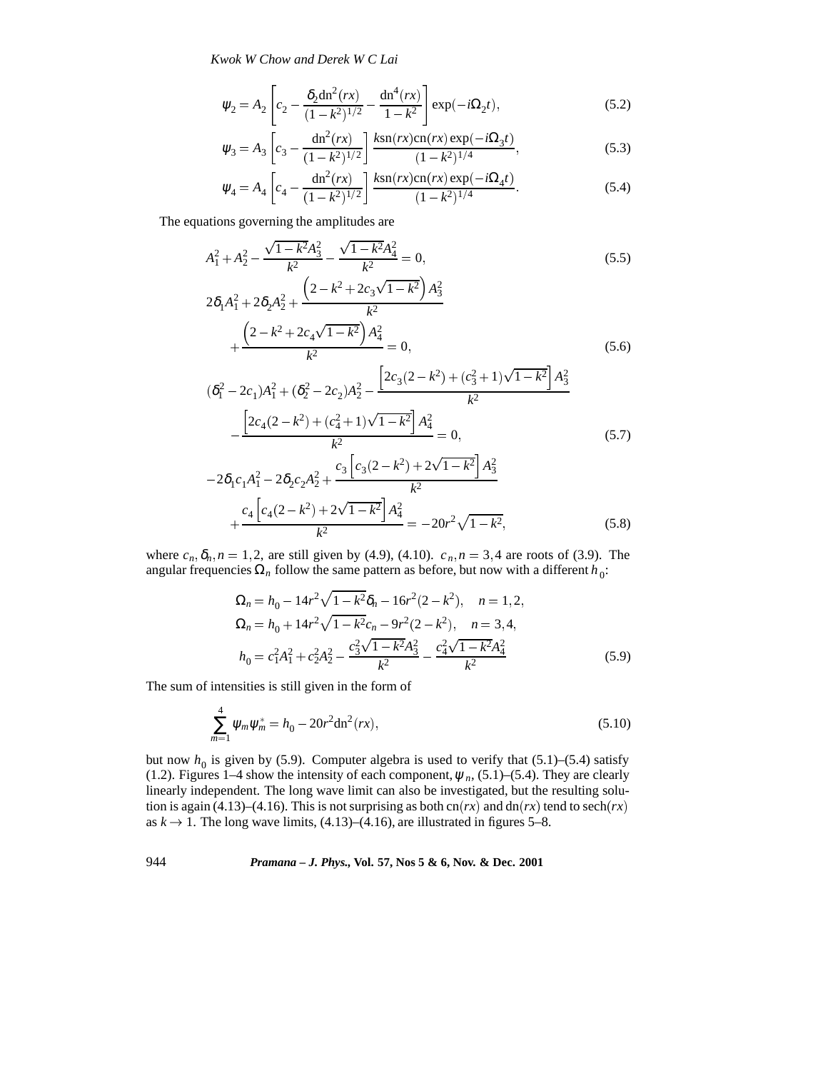$$\psi_2 = A_2 \left[ c_2 - \frac{\delta_2 \mathrm{dn}^2(rx)}{(1-k^2)^{1/2}} - \frac{\mathrm{dn}^4(rx)}{1-k^2} \right] \exp(-i\Omega_2 t), \tag{5.2}$$

$$\psi_3 = A_3 \left[ c_3 - \frac{\mathrm{dn}^2(rx)}{(1-k^2)^{1/2}} \right] \frac{k\mathrm{sn}(rx)\mathrm{cn}(rx)\exp(-i\Omega_3 t)}{(1-k^2)^{1/4}}, \tag{5.3}$$

$$\psi_4 = A_4 \left[ c_4 - \frac{\mathrm{dn}^2(rx)}{(1-k^2)^{1/2}} \right] \frac{k\mathrm{sn}(rx)\mathrm{cn}(rx)\exp(-i\Omega_4 t)}{(1-k^2)^{1/4}}. \tag{5.4}$$

The equations governing the amplitudes are

$$A_1^2 + A_2^2 - \frac{\sqrt{1-k^2}A_3^2}{k^2} - \frac{\sqrt{1-k^2}A_4^2}{k^2} = 0, \tag{5.5}$$

$$2\delta_1 A_1^2 + 2\delta_2 A_2^2 + \frac{\left(2-k^2+2c_3\sqrt{1-k^2}\right)A_3^2}{k^2} + \frac{\left(2-k^2+2c_4\sqrt{1-k^2}\right)A_4^2}{k^2} = 0, \tag{5.6}$$

$$(\delta_1^2 - 2c_1)A_1^2 + (\delta_2^2 - 2c_2)A_2^2 - \frac{\left[2c_3(2-k^2)+(c_3^2+1)\sqrt{1-k^2}\right]A_3^2}{k^2} - \frac{\left[2c_4(2-k^2)+(c_4^2+1)\sqrt{1-k^2}\right]A_4^2}{k^2} = 0, \tag{5.7}$$

$$-2\delta_1 c_1 A_1^2 - 2\delta_2 c_2 A_2^2 + \frac{c_3\left[c_3(2-k^2)+2\sqrt{1-k^2}\right]A_3^2}{k^2} + \frac{c_4\left[c_4(2-k^2)+2\sqrt{1-k^2}\right]A_4^2}{k^2} = -20r^2\sqrt{1-k^2}, \tag{5.8}$$

where $c_n, \delta_n, n = 1,2$, are still given by (4.9), (4.10). $c_n, n = 3,4$ are roots of (3.9). The angular frequencies $\Omega_n$ follow the same pattern as before, but now with a different $h_0$:

$$\Omega_n = h_0 - 14r^2\sqrt{1-k^2}\delta_n - 16r^2(2-k^2), \quad n = 1,2,$$
$$\Omega_n = h_0 + 14r^2\sqrt{1-k^2}c_n - 9r^2(2-k^2), \quad n = 3,4,$$
$$h_0 = c_1^2 A_1^2 + c_2^2 A_2^2 - \frac{c_3^2\sqrt{1-k^2}A_3^2}{k^2} - \frac{c_4^2\sqrt{1-k^2}A_4^2}{k^2} \tag{5.9}$$

The sum of intensities is still given in the form of

$$\sum_{m=1}^{4} \psi_m \psi_m^* = h_0 - 20r^2\mathrm{dn}^2(rx), \tag{5.10}$$

but now $h_0$ is given by (5.9). Computer algebra is used to verify that (5.1)–(5.4) satisfy (1.2). Figures 1–4 show the intensity of each component, $\psi_n$, (5.1)–(5.4). They are clearly linearly independent. The long wave limit can also be investigated, but the resulting solution is again (4.13)–(4.16). This is not surprising as both $\mathrm{cn}(rx)$ and $\mathrm{dn}(rx)$ tend to $\mathrm{sech}(rx)$ as $k \to 1$. The long wave limits, (4.13)–(4.16), are illustrated in figures 5–8.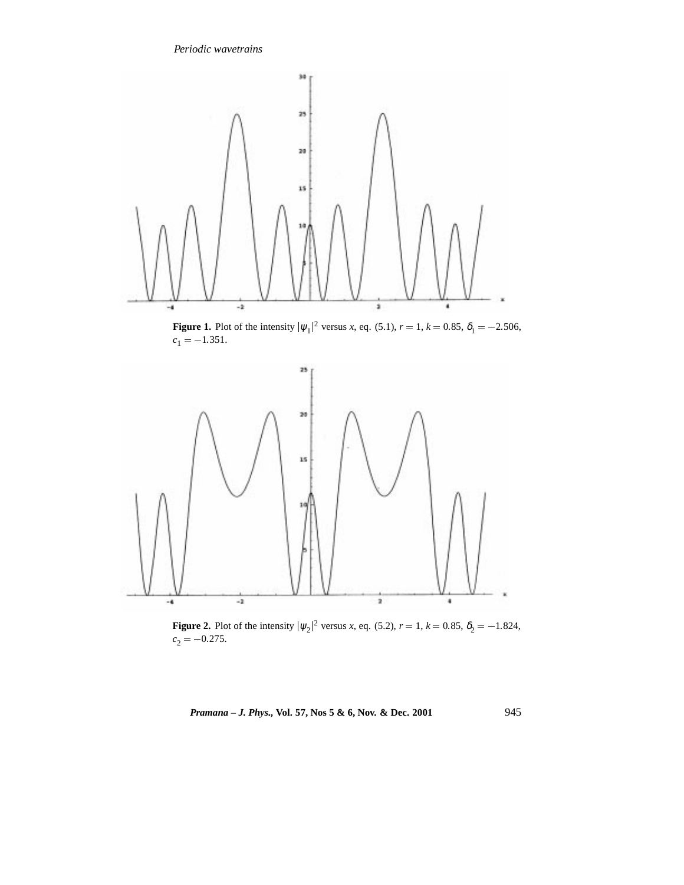30

25

20

15

10

5

-4

-2

2

4

x

**Figure 1.** Plot of the intensity $|\psi_1|^2$ versus $x$, eq. (5.1), $r = 1$, $k = 0.85$, $\delta_1 = -2.506$, $c_1 = -1.351$.

25

20

15

10

5

-4

-2

2

4

x

**Figure 2.** Plot of the intensity $|\psi_2|^2$ versus $x$, eq. (5.2), $r = 1$, $k = 0.85$, $\delta_2 = -1.824$, $c_2 = -0.275$.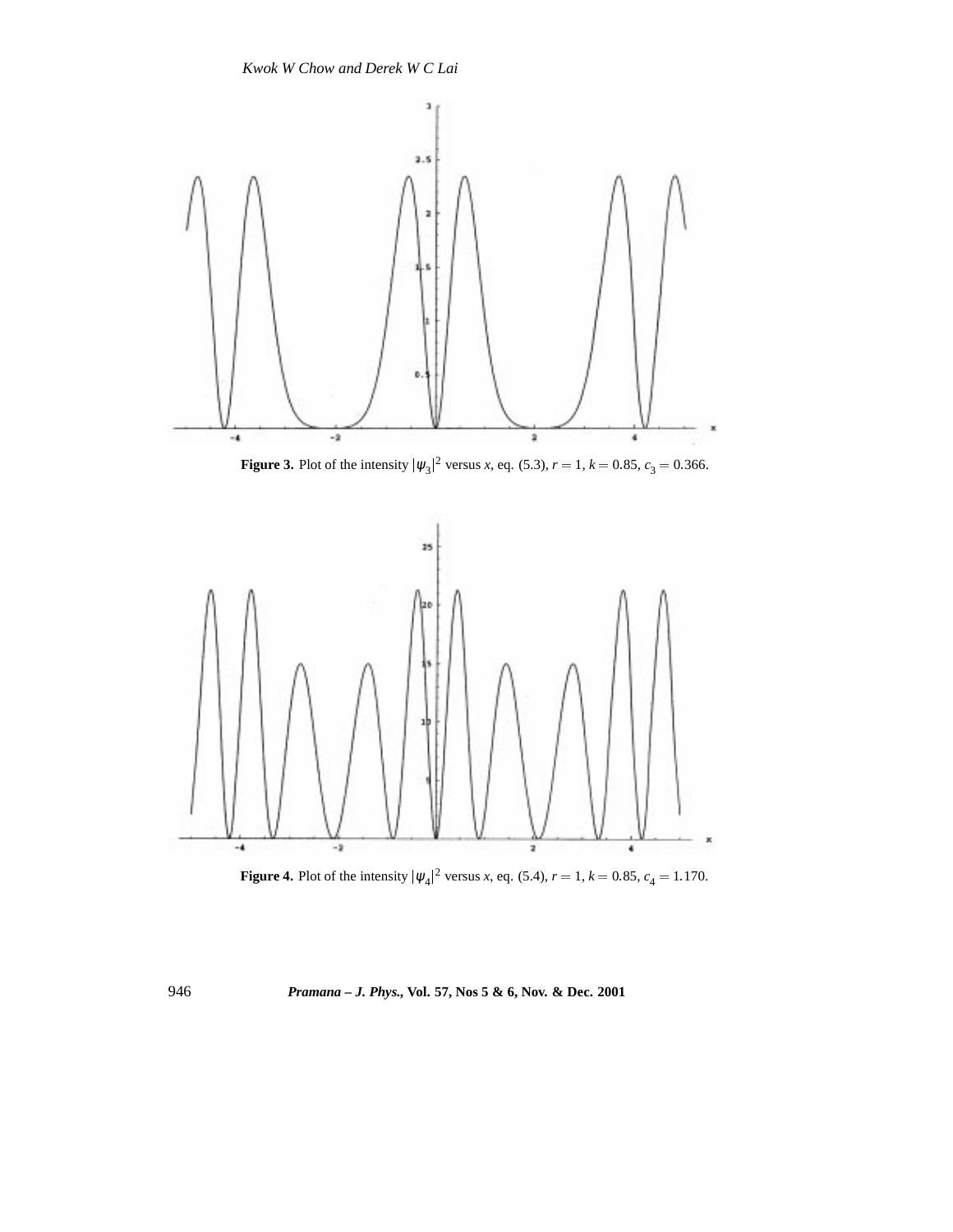3

2.5

2

1.5

1

0.5

-4

-2

2

4

x

**Figure 3.** Plot of the intensity $|\psi_3|^2$ versus $x$, eq. (5.3), $r = 1$, $k = 0.85$, $c_3 = 0.366$.

25

20

15

10

5

-4

-2

2

4

x

**Figure 4.** Plot of the intensity $|\psi_4|^2$ versus $x$, eq. (5.4), $r = 1$, $k = 0.85$, $c_4 = 1.170$.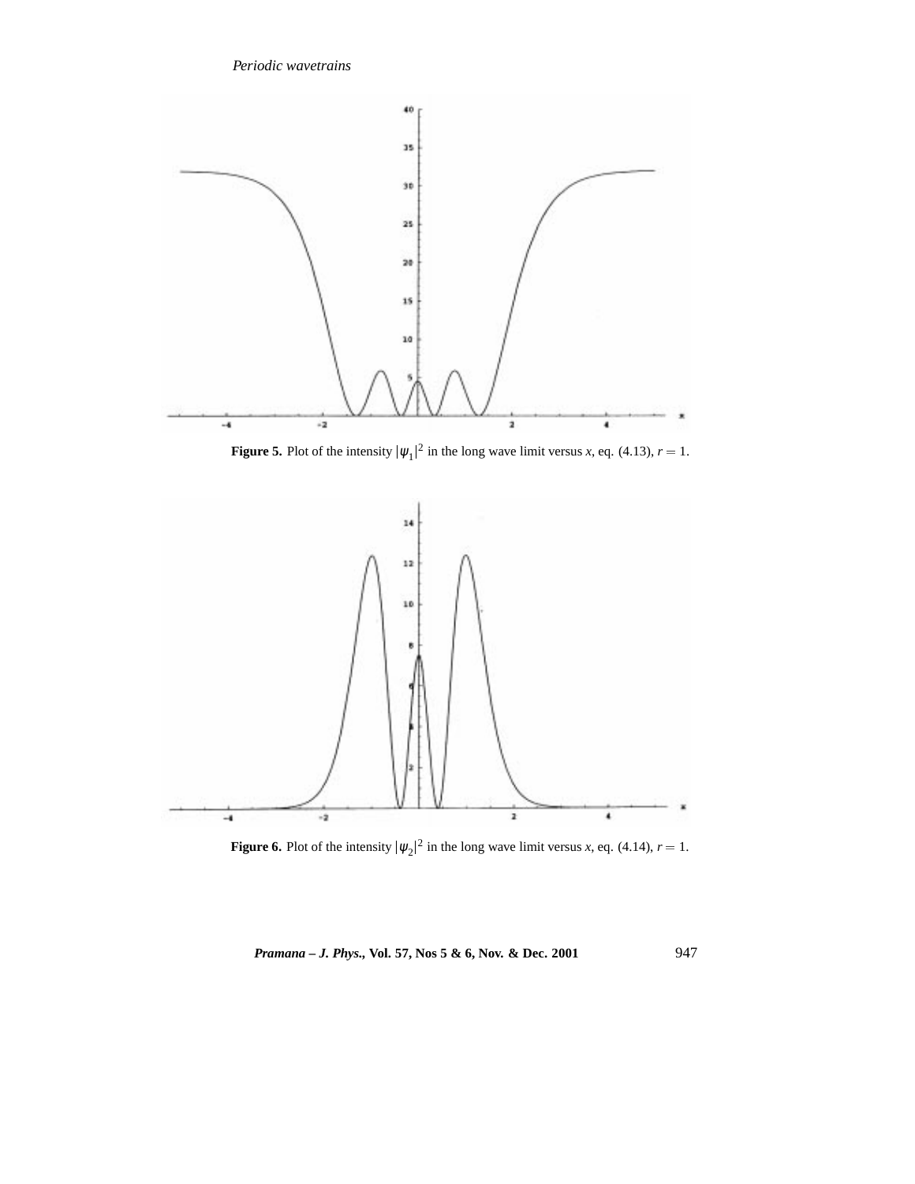40

35

30

25

20

15

10

5

-4 -2 2 4 x

**Figure 5.** Plot of the intensity $|\psi_1|^2$ in the long wave limit versus $x$, eq. (4.13), $r = 1$.

14

12

10

8

6

4

2

-4 -2 2 4 x

**Figure 6.** Plot of the intensity $|\psi_2|^2$ in the long wave limit versus $x$, eq. (4.14), $r = 1$.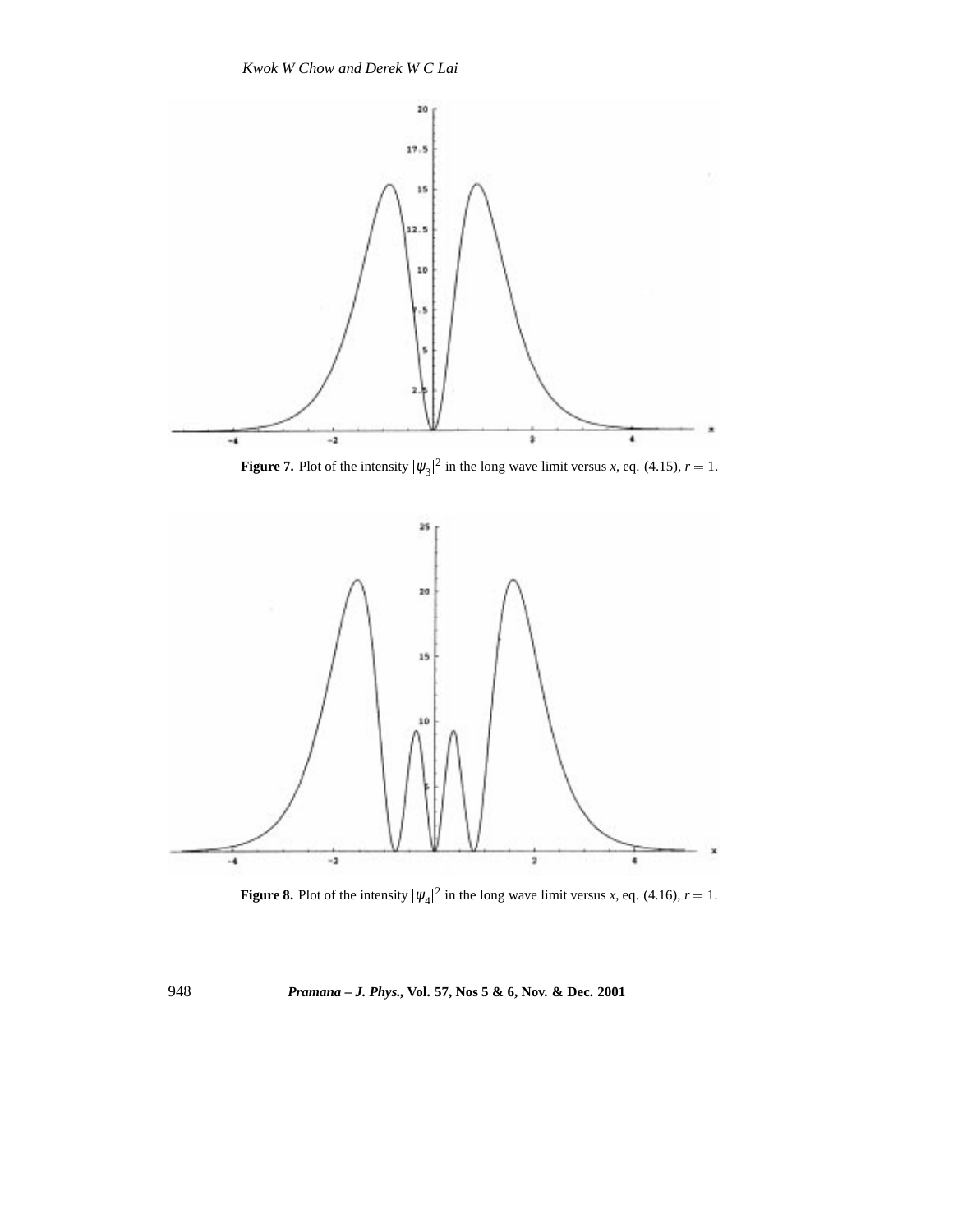**Figure 7.** Plot of the intensity $|\psi_3|^2$ in the long wave limit versus $x$, eq. (4.15), $r = 1$.

**Figure 8.** Plot of the intensity $|\psi_4|^2$ in the long wave limit versus $x$, eq. (4.16), $r = 1$.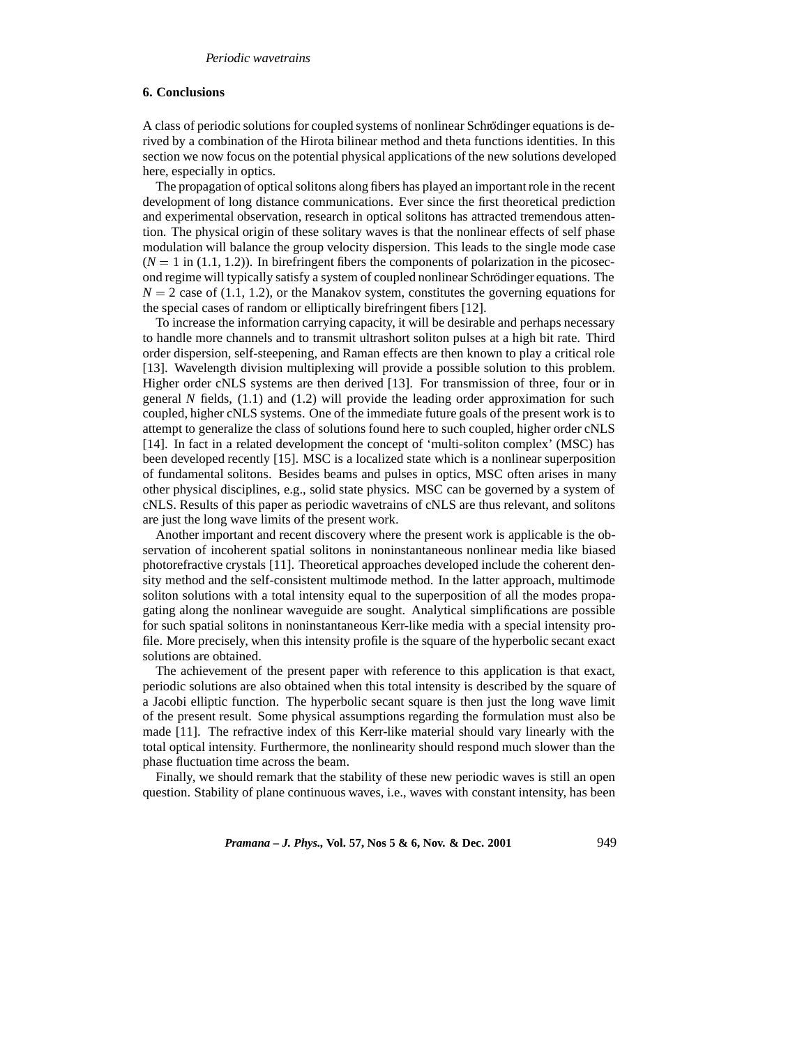## 6. Conclusions

A class of periodic solutions for coupled systems of nonlinear Schrödinger equations is derived by a combination of the Hirota bilinear method and theta functions identities. In this section we now focus on the potential physical applications of the new solutions developed here, especially in optics.

The propagation of optical solitons along fibers has played an important role in the recent development of long distance communications. Ever since the first theoretical prediction and experimental observation, research in optical solitons has attracted tremendous attention. The physical origin of these solitary waves is that the nonlinear effects of self phase modulation will balance the group velocity dispersion. This leads to the single mode case ($N = 1$ in (1.1, 1.2)). In birefringent fibers the components of polarization in the picosecond regime will typically satisfy a system of coupled nonlinear Schrödinger equations. The $N = 2$ case of (1.1, 1.2), or the Manakov system, constitutes the governing equations for the special cases of random or elliptically birefringent fibers [12].

To increase the information carrying capacity, it will be desirable and perhaps necessary to handle more channels and to transmit ultrashort soliton pulses at a high bit rate. Third order dispersion, self-steepening, and Raman effects are then known to play a critical role [13]. Wavelength division multiplexing will provide a possible solution to this problem. Higher order cNLS systems are then derived [13]. For transmission of three, four or in general $N$ fields, (1.1) and (1.2) will provide the leading order approximation for such coupled, higher cNLS systems. One of the immediate future goals of the present work is to attempt to generalize the class of solutions found here to such coupled, higher order cNLS [14]. In fact in a related development the concept of 'multi-soliton complex' (MSC) has been developed recently [15]. MSC is a localized state which is a nonlinear superposition of fundamental solitons. Besides beams and pulses in optics, MSC often arises in many other physical disciplines, e.g., solid state physics. MSC can be governed by a system of cNLS. Results of this paper as periodic wavetrains of cNLS are thus relevant, and solitons are just the long wave limits of the present work.

Another important and recent discovery where the present work is applicable is the observation of incoherent spatial solitons in noninstantaneous nonlinear media like biased photorefractive crystals [11]. Theoretical approaches developed include the coherent density method and the self-consistent multimode method. In the latter approach, multimode soliton solutions with a total intensity equal to the superposition of all the modes propagating along the nonlinear waveguide are sought. Analytical simplifications are possible for such spatial solitons in noninstantaneous Kerr-like media with a special intensity profile. More precisely, when this intensity profile is the square of the hyperbolic secant exact solutions are obtained.

The achievement of the present paper with reference to this application is that exact, periodic solutions are also obtained when this total intensity is described by the square of a Jacobi elliptic function. The hyperbolic secant square is then just the long wave limit of the present result. Some physical assumptions regarding the formulation must also be made [11]. The refractive index of this Kerr-like material should vary linearly with the total optical intensity. Furthermore, the nonlinearity should respond much slower than the phase fluctuation time across the beam.

Finally, we should remark that the stability of these new periodic waves is still an open question. Stability of plane continuous waves, i.e., waves with constant intensity, has been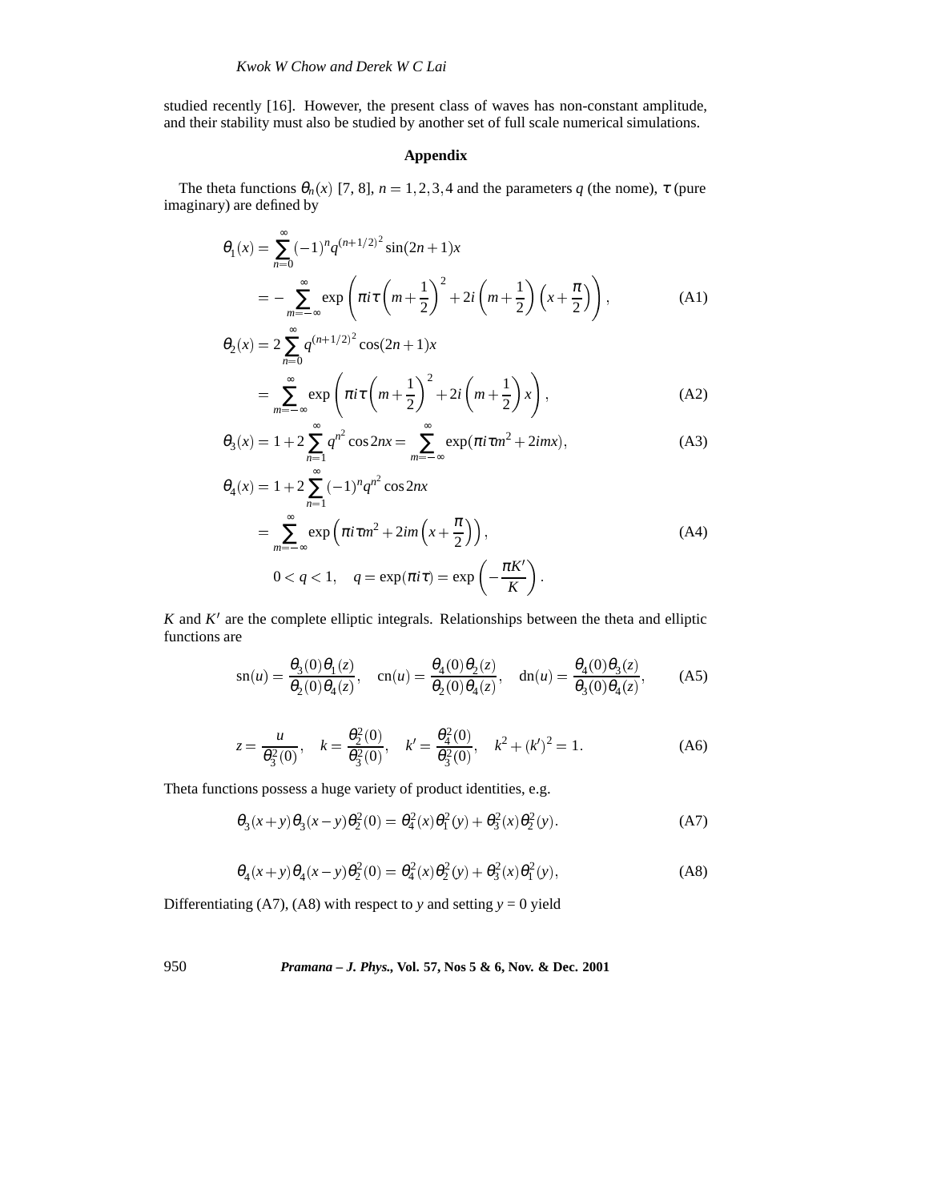studied recently [16]. However, the present class of waves has non-constant amplitude, and their stability must also be studied by another set of full scale numerical simulations.

## Appendix

The theta functions $\theta_n(x)$ [7, 8], $n = 1,2,3,4$ and the parameters $q$ (the nome), $\tau$ (pure imaginary) are defined by

$$
\begin{aligned}
\theta_1(x) &= \sum_{n=0}^{\infty} (-1)^n q^{(n+1/2)^2} \sin(2n+1)x \\
&= -\sum_{m=-\infty}^{\infty} \exp\left(\pi i \tau \left(m+\frac{1}{2}\right)^2 + 2i\left(m+\frac{1}{2}\right)\left(x+\frac{\pi}{2}\right)\right),
\end{aligned}
\tag{A1}
$$

$$
\begin{aligned}
\theta_2(x) &= 2\sum_{n=0}^{\infty} q^{(n+1/2)^2} \cos(2n+1)x \\
&= \sum_{m=-\infty}^{\infty} \exp\left(\pi i \tau \left(m+\frac{1}{2}\right)^2 + 2i\left(m+\frac{1}{2}\right)x\right),
\end{aligned}
\tag{A2}
$$

$$
\theta_3(x) = 1 + 2\sum_{n=1}^{\infty} q^{n^2} \cos 2nx = \sum_{m=-\infty}^{\infty} \exp(\pi i \tau m^2 + 2imx),
\tag{A3}
$$

$$
\begin{aligned}
\theta_4(x) &= 1 + 2\sum_{n=1}^{\infty} (-1)^n q^{n^2} \cos 2nx \\
&= \sum_{m=-\infty}^{\infty} \exp\left(\pi i \tau m^2 + 2im\left(x+\frac{\pi}{2}\right)\right),
\end{aligned}
\tag{A4}
$$

$$
0 < q < 1, \quad q = \exp(\pi i \tau) = \exp\left(-\frac{\pi K'}{K}\right).
$$

$K$ and $K'$ are the complete elliptic integrals. Relationships between the theta and elliptic functions are

$$
\mathrm{sn}(u) = \frac{\theta_3(0)\theta_1(z)}{\theta_2(0)\theta_4(z)}, \quad \mathrm{cn}(u) = \frac{\theta_4(0)\theta_2(z)}{\theta_2(0)\theta_4(z)}, \quad \mathrm{dn}(u) = \frac{\theta_4(0)\theta_3(z)}{\theta_3(0)\theta_4(z)},
\tag{A5}
$$

$$
z = \frac{u}{\theta_3^2(0)}, \quad k = \frac{\theta_2^2(0)}{\theta_3^2(0)}, \quad k' = \frac{\theta_4^2(0)}{\theta_3^2(0)}, \quad k^2 + (k')^2 = 1.
\tag{A6}
$$

Theta functions possess a huge variety of product identities, e.g.

$$
\theta_3(x+y)\theta_3(x-y)\theta_2^2(0) = \theta_4^2(x)\theta_1^2(y) + \theta_3^2(x)\theta_2^2(y).
\tag{A7}
$$

$$
\theta_4(x+y)\theta_4(x-y)\theta_2^2(0) = \theta_4^2(x)\theta_2^2(y) + \theta_3^2(x)\theta_1^2(y),
\tag{A8}
$$

Differentiating (A7), (A8) with respect to $y$ and setting $y = 0$ yield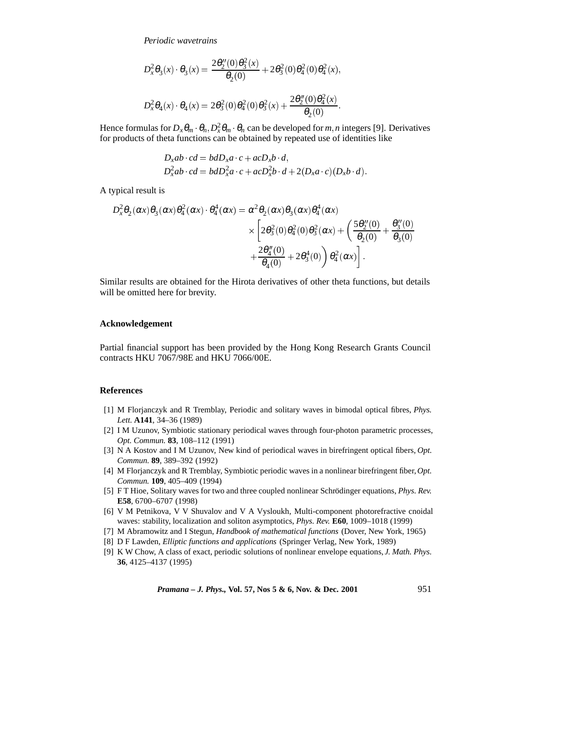$$D_x^2\theta_3(x)\cdot\theta_3(x) = \frac{2\theta_2''(0)\theta_3^2(x)}{\theta_2(0)} + 2\theta_3^2(0)\theta_4^2(0)\theta_4^2(x),$$

$$D_x^2\theta_4(x)\cdot\theta_4(x) = 2\theta_3^2(0)\theta_4^2(0)\theta_3^2(x) + \frac{2\theta_2''(0)\theta_4^2(x)}{\theta_2(0)}.$$

Hence formulas for $D_x\theta_m\cdot\theta_n, D_x^2\theta_m\cdot\theta_n$ can be developed for $m,n$ integers [9]. Derivatives for products of theta functions can be obtained by repeated use of identities like

$$D_x ab\cdot cd = bdD_x a\cdot c + acD_x b\cdot d,$$
$$D_x^2 ab\cdot cd = bdD_x^2 a\cdot c + acD_x^2 b\cdot d + 2(D_x a\cdot c)(D_x b\cdot d).$$

A typical result is

$$\begin{aligned} D_x^2\theta_2(\alpha x)\theta_3(\alpha x)\theta_4^2(\alpha x)\cdot\theta_4^4(\alpha x) = {} & \alpha^2\theta_2(\alpha x)\theta_3(\alpha x)\theta_4^4(\alpha x) \\ & \times\left[2\theta_3^2(0)\theta_4^2(0)\theta_3^2(\alpha x) + \left(\frac{5\theta_2''(0)}{\theta_2(0)} + \frac{\theta_3''(0)}{\theta_3(0)}\right.\right. \\ & \left.\left. + \frac{2\theta_4''(0)}{\theta_4(0)} + 2\theta_3^4(0)\right)\theta_4^2(\alpha x)\right]. \end{aligned}$$

Similar results are obtained for the Hirota derivatives of other theta functions, but details will be omitted here for brevity.

## Acknowledgement

Partial financial support has been provided by the Hong Kong Research Grants Council contracts HKU 7067/98E and HKU 7066/00E.

## References

[1] M Florjanczyk and R Tremblay, Periodic and solitary waves in bimodal optical fibres, *Phys. Lett.* **A141**, 34–36 (1989)

[2] I M Uzunov, Symbiotic stationary periodical waves through four-photon parametric processes, *Opt. Commun.* **83**, 108–112 (1991)

[3] N A Kostov and I M Uzunov, New kind of periodical waves in birefringent optical fibers, *Opt. Commun.* **89**, 389–392 (1992)

[4] M Florjanczyk and R Tremblay, Symbiotic periodic waves in a nonlinear birefringent fiber, *Opt. Commun.* **109**, 405–409 (1994)

[5] F T Hioe, Solitary waves for two and three coupled nonlinear Schrödinger equations, *Phys. Rev.* **E58**, 6700–6707 (1998)

[6] V M Petnikova, V V Shuvalov and V A Vysloukh, Multi-component photorefractive cnoidal waves: stability, localization and soliton asymptotics, *Phys. Rev.* **E60**, 1009–1018 (1999)

[7] M Abramowitz and I Stegun, *Handbook of mathematical functions* (Dover, New York, 1965)

[8] D F Lawden, *Elliptic functions and applications* (Springer Verlag, New York, 1989)

[9] K W Chow, A class of exact, periodic solutions of nonlinear envelope equations, *J. Math. Phys.* **36**, 4125–4137 (1995)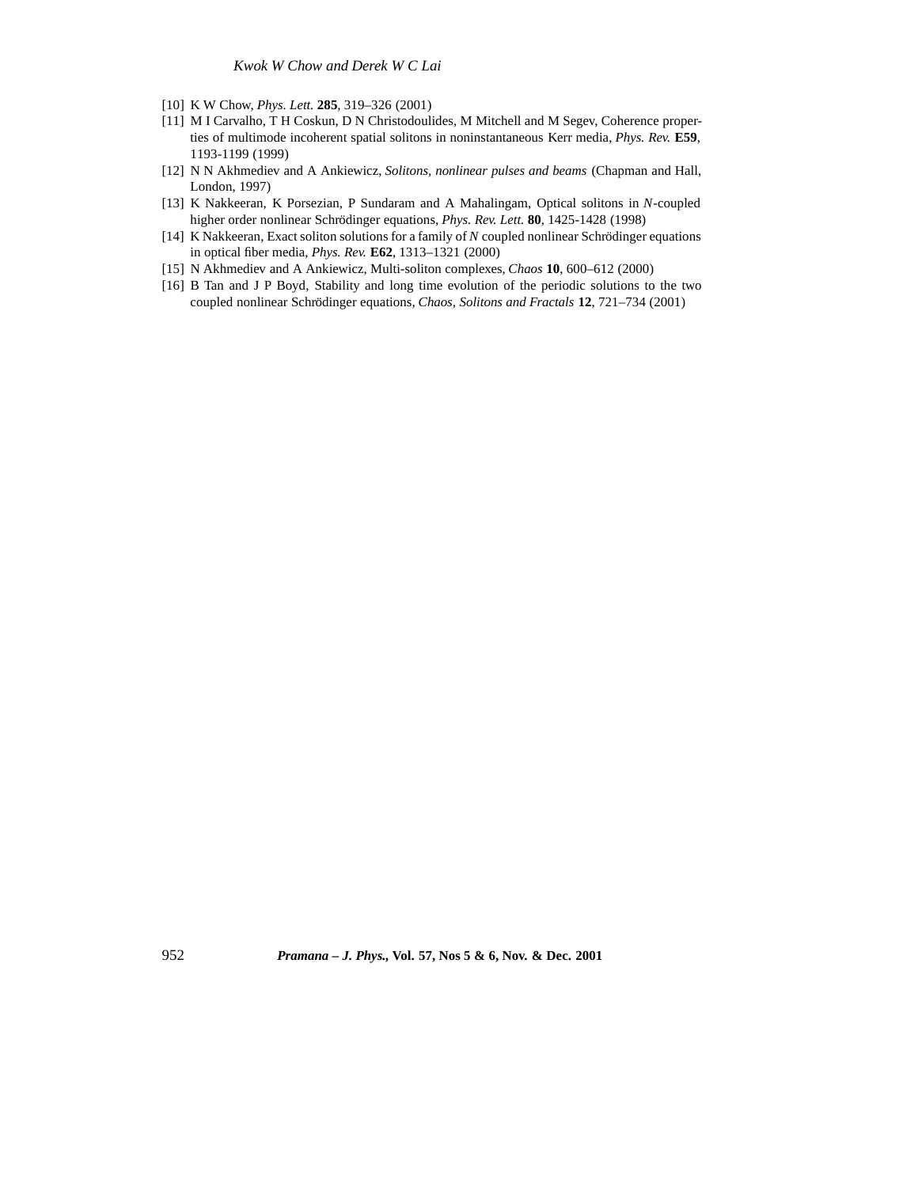[10] K W Chow, *Phys. Lett.* **285**, 319–326 (2001)

[11] M I Carvalho, T H Coskun, D N Christodoulides, M Mitchell and M Segev, Coherence properties of multimode incoherent spatial solitons in noninstantaneous Kerr media, *Phys. Rev.* **E59**, 1193-1199 (1999)

[12] N N Akhmediev and A Ankiewicz, *Solitons, nonlinear pulses and beams* (Chapman and Hall, London, 1997)

[13] K Nakkeeran, K Porsezian, P Sundaram and A Mahalingam, Optical solitons in *N*-coupled higher order nonlinear Schrödinger equations, *Phys. Rev. Lett.* **80**, 1425-1428 (1998)

[14] K Nakkeeran, Exact soliton solutions for a family of *N* coupled nonlinear Schrödinger equations in optical fiber media, *Phys. Rev.* **E62**, 1313–1321 (2000)

[15] N Akhmediev and A Ankiewicz, Multi-soliton complexes, *Chaos* **10**, 600–612 (2000)

[16] B Tan and J P Boyd, Stability and long time evolution of the periodic solutions to the two coupled nonlinear Schrödinger equations, *Chaos, Solitons and Fractals* **12**, 721–734 (2001)